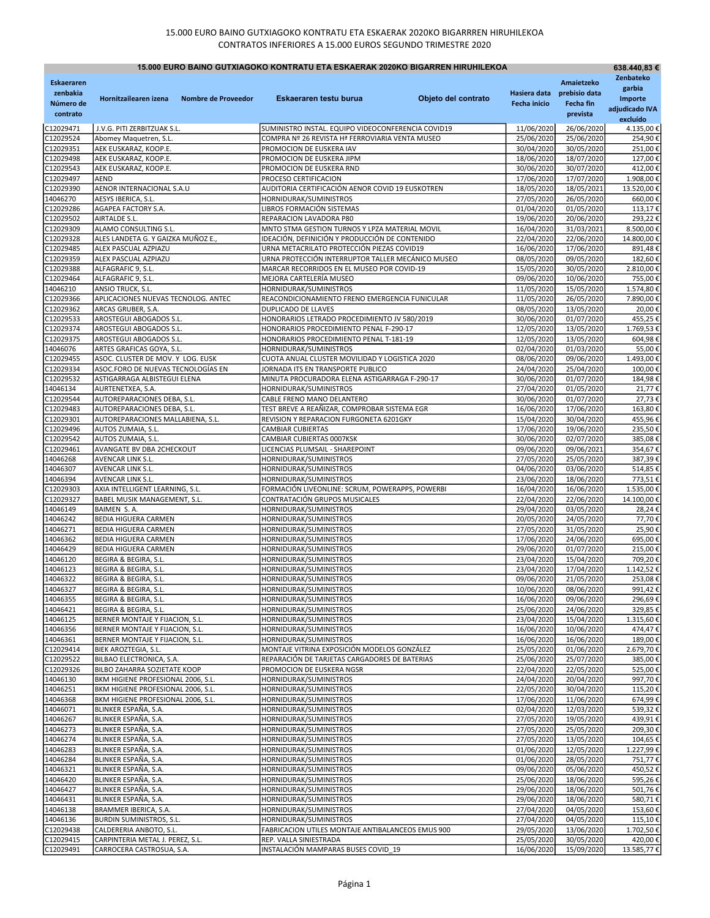15.000 EURO BAINO GUTXIAGOKO KONTRATU ETA ESKAERAK 2020KO BIGARRREN HIRUHILEKOA
CONTRATOS INFERIORES A 15.000 EUROS SEGUNDO TRIMESTRE 2020

| 15.000 EURO BAINO GUTXIAGOKO KONTRATU ETA ESKAERAK 2020KO BIGARREN HIRUHILEKOA | | | | | 638.440,83 € |
|---|---|---|---|---|---|
| Eskaeraren zenbakia Número de contrato | Hornitzailearen izena Nombre de Proveedor | Eskaeraren testu burua Objeto del contrato | Hasiera data Fecha inicio | Amaietzeko prebisio data Fecha fin prevista | Zenbateko garbia Importe adjudicado IVA excluído |
| C12029471 | J.V.G. PITI ZERBITZUAK S.L. | SUMINISTRO INSTAL. EQUIPO VIDEOCONFERENCIA COVID19 | 11/06/2020 | 26/06/2020 | 4.135,00 € |
| C12029524 | Abomey Maquetren, S.L. | COMPRA Nº 26 REVISTA Hª FERROVIARIA VENTA MUSEO | 25/06/2020 | 25/06/2020 | 254,90 € |
| C12029351 | AEK EUSKARAZ, KOOP.E. | PROMOCION DE EUSKERA IAV | 30/04/2020 | 30/05/2020 | 251,00 € |
| C12029498 | AEK EUSKARAZ, KOOP.E. | PROMOCION DE EUSKERA JIPM | 18/06/2020 | 18/07/2020 | 127,00 € |
| C12029543 | AEK EUSKARAZ, KOOP.E. | PROMOCION DE EUSKERA RND | 30/06/2020 | 30/07/2020 | 412,00 € |
| C12029497 | AEND | PROCESO CERTIFICACION | 17/06/2020 | 17/07/2020 | 1.908,00 € |
| C12029390 | AENOR INTERNACIONAL S.A.U | AUDITORIA CERTIFICACIÓN AENOR COVID 19 EUSKOTREN | 18/05/2020 | 18/05/2021 | 13.520,00 € |
| 14046270 | AESYS IBERICA, S.L. | HORNIDURAK/SUMINISTROS | 27/05/2020 | 26/05/2020 | 660,00 € |
| C12029286 | AGAPEA FACTORY S.A. | LIBROS FORMACIÓN SISTEMAS | 01/04/2020 | 01/05/2020 | 113,17 € |
| C12029502 | AIRTALDE S.L. | REPARACION LAVADORA P80 | 19/06/2020 | 20/06/2020 | 293,22 € |
| C12029309 | ALAMO CONSULTING S.L. | MNTO STMA GESTION TURNOS Y LPZA MATERIAL MOVIL | 16/04/2020 | 31/03/2021 | 8.500,00 € |
| C12029328 | ALES LANDETA G. Y GAIZKA MUÑOZ E., | IDEACIÓN, DEFINICIÓN Y PRODUCCIÓN DE CONTENIDO | 22/04/2020 | 22/06/2020 | 14.800,00 € |
| C12029485 | ALEX PASCUAL AZPIAZU | URNA METACRILATO PROTECCIÓN PIEZAS COVID19 | 16/06/2020 | 17/06/2020 | 891,48 € |
| C12029359 | ALEX PASCUAL AZPIAZU | URNA PROTECCIÓN INTERRUPTOR TALLER MECÁNICO MUSEO | 08/05/2020 | 09/05/2020 | 182,60 € |
| C12029388 | ALFAGRAFIC 9, S.L. | MARCAR RECORRIDOS EN EL MUSEO POR COVID-19 | 15/05/2020 | 30/05/2020 | 2.810,00 € |
| C12029464 | ALFAGRAFIC 9, S.L. | MEJORA CARTELERÍA MUSEO | 09/06/2020 | 10/06/2020 | 755,00 € |
| 14046210 | ANSIO TRUCK, S.L. | HORNIDURAK/SUMINISTROS | 11/05/2020 | 15/05/2020 | 1.574,80 € |
| C12029366 | APLICACIONES NUEVAS TECNOLOG. ANTEC | REACONDICIONAMIENTO FRENO EMERGENCIA FUNICULAR | 11/05/2020 | 26/05/2020 | 7.890,00 € |
| C12029362 | ARCAS GRUBER, S.A. | DUPLICADO DE LLAVES | 08/05/2020 | 13/05/2020 | 20,00 € |
| C12029533 | AROSTEGUI ABOGADOS S.L. | HONORARIOS LETRADO PROCEDIMIENTO JV 580/2019 | 30/06/2020 | 01/07/2020 | 455,25 € |
| C12029374 | AROSTEGUI ABOGADOS S.L. | HONORARIOS PROCEDIMIENTO PENAL F-290-17 | 12/05/2020 | 13/05/2020 | 1.769,53 € |
| C12029375 | AROSTEGUI ABOGADOS S.L. | HONORARIOS PROCEDIMIENTO PENAL T-181-19 | 12/05/2020 | 13/05/2020 | 604,98 € |
| 14046076 | ARTES GRAFICAS GOYA, S.L. | HORNIDURAK/SUMINISTROS | 02/04/2020 | 01/03/2020 | 55,00 € |
| C12029455 | ASOC. CLUSTER DE MOV. Y LOG. EUSK | CUOTA ANUAL CLUSTER MOVILIDAD Y LOGISTICA 2020 | 08/06/2020 | 09/06/2020 | 1.493,00 € |
| C12029334 | ASOC.FORO DE NUEVAS TECNOLOGÍAS EN | JORNADA ITS EN TRANSPORTE PUBLICO | 24/04/2020 | 25/04/2020 | 100,00 € |
| C12029532 | ASTIGARRAGA ALBISTEGUI ELENA | MINUTA PROCURADORA ELENA ASTIGARRAGA F-290-17 | 30/06/2020 | 01/07/2020 | 184,98 € |
| 14046134 | AURTENETXEA, S.A. | HORNIDURAK/SUMINISTROS | 27/04/2020 | 01/05/2020 | 21,77 € |
| C12029544 | AUTOREPARACIONES DEBA, S.L. | CABLE FRENO MANO DELANTERO | 30/06/2020 | 01/07/2020 | 27,73 € |
| C12029483 | AUTOREPARACIONES DEBA, S.L. | TEST BREVE A REAÑIZAR, COMPROBAR SISTEMA EGR | 16/06/2020 | 17/06/2020 | 163,80 € |
| C12029301 | AUTOREPARACIONES MALLABIENA, S.L. | REVISION Y REPARACION FURGONETA 6201GKY | 15/04/2020 | 30/04/2020 | 455,96 € |
| C12029496 | AUTOS ZUMAIA, S.L. | CAMBIAR CUBIERTAS | 17/06/2020 | 19/06/2020 | 235,50 € |
| C12029542 | AUTOS ZUMAIA, S.L. | CAMBIAR CUBIERTAS 0007KSK | 30/06/2020 | 02/07/2020 | 385,08 € |
| C12029461 | AVANGATE BV DBA 2CHECKOUT | LICENCIAS PLUMSAIL - SHAREPOINT | 09/06/2020 | 09/06/2021 | 354,67 € |
| 14046268 | AVENCAR LINK S.L. | HORNIDURAK/SUMINISTROS | 27/05/2020 | 25/05/2020 | 387,39 € |
| 14046307 | AVENCAR LINK S.L. | HORNIDURAK/SUMINISTROS | 04/06/2020 | 03/06/2020 | 514,85 € |
| 14046394 | AVENCAR LINK S.L. | HORNIDURAK/SUMINISTROS | 23/06/2020 | 18/06/2020 | 773,51 € |
| C12029303 | AXIA INTELLIGENT LEARNING, S.L. | FORMACIÓN LIVEONLINE: SCRUM, POWERAPPS, POWERBI | 16/04/2020 | 16/06/2020 | 1.535,00 € |
| C12029327 | BABEL MUSIK MANAGEMENT, S.L. | CONTRATACIÓN GRUPOS MUSICALES | 22/04/2020 | 22/06/2020 | 14.100,00 € |
| 14046149 | BAIMEN S. A. | HORNIDURAK/SUMINISTROS | 29/04/2020 | 03/05/2020 | 28,24 € |
| 14046242 | BEDIA HIGUERA CARMEN | HORNIDURAK/SUMINISTROS | 20/05/2020 | 24/05/2020 | 77,70 € |
| 14046271 | BEDIA HIGUERA CARMEN | HORNIDURAK/SUMINISTROS | 27/05/2020 | 31/05/2020 | 25,90 € |
| 14046362 | BEDIA HIGUERA CARMEN | HORNIDURAK/SUMINISTROS | 17/06/2020 | 24/06/2020 | 695,00 € |
| 14046429 | BEDIA HIGUERA CARMEN | HORNIDURAK/SUMINISTROS | 29/06/2020 | 01/07/2020 | 215,00 € |
| 14046120 | BEGIRA & BEGIRA, S.L. | HORNIDURAK/SUMINISTROS | 23/04/2020 | 15/04/2020 | 709,20 € |
| 14046123 | BEGIRA & BEGIRA, S.L. | HORNIDURAK/SUMINISTROS | 23/04/2020 | 17/04/2020 | 1.142,52 € |
| 14046322 | BEGIRA & BEGIRA, S.L. | HORNIDURAK/SUMINISTROS | 09/06/2020 | 21/05/2020 | 253,08 € |
| 14046327 | BEGIRA & BEGIRA, S.L. | HORNIDURAK/SUMINISTROS | 10/06/2020 | 08/06/2020 | 991,42 € |
| 14046355 | BEGIRA & BEGIRA, S.L. | HORNIDURAK/SUMINISTROS | 16/06/2020 | 09/06/2020 | 296,69 € |
| 14046421 | BEGIRA & BEGIRA, S.L. | HORNIDURAK/SUMINISTROS | 25/06/2020 | 24/06/2020 | 329,85 € |
| 14046125 | BERNER MONTAJE Y FIJACION, S.L. | HORNIDURAK/SUMINISTROS | 23/04/2020 | 15/04/2020 | 1.315,60 € |
| 14046356 | BERNER MONTAJE Y FIJACION, S.L. | HORNIDURAK/SUMINISTROS | 16/06/2020 | 10/06/2020 | 474,47 € |
| 14046361 | BERNER MONTAJE Y FIJACION, S.L. | HORNIDURAK/SUMINISTROS | 16/06/2020 | 16/06/2020 | 189,00 € |
| C12029414 | BIEK AROZTEGIA, S.L. | MONTAJE VITRINA EXPOSICIÓN MODELOS GONZÁLEZ | 25/05/2020 | 01/06/2020 | 2.679,70 € |
| C12029522 | BILBAO ELECTRONICA, S.A. | REPARACIÓN DE TARJETAS CARGADORES DE BATERIAS | 25/06/2020 | 25/07/2020 | 385,00 € |
| C12029326 | BILBO ZAHARRA SOZIETATE KOOP | PROMOCION DE EUSKERA NGSR | 22/04/2020 | 22/05/2020 | 525,00 € |
| 14046130 | BKM HIGIENE PROFESIONAL 2006, S.L. | HORNIDURAK/SUMINISTROS | 24/04/2020 | 20/04/2020 | 997,70 € |
| 14046251 | BKM HIGIENE PROFESIONAL 2006, S.L. | HORNIDURAK/SUMINISTROS | 22/05/2020 | 30/04/2020 | 115,20 € |
| 14046368 | BKM HIGIENE PROFESIONAL 2006, S.L. | HORNIDURAK/SUMINISTROS | 17/06/2020 | 11/06/2020 | 674,99 € |
| 14046071 | BLINKER ESPAÑA, S.A. | HORNIDURAK/SUMINISTROS | 02/04/2020 | 12/03/2020 | 539,32 € |
| 14046267 | BLINKER ESPAÑA, S.A. | HORNIDURAK/SUMINISTROS | 27/05/2020 | 19/05/2020 | 439,91 € |
| 14046273 | BLINKER ESPAÑA, S.A. | HORNIDURAK/SUMINISTROS | 27/05/2020 | 25/05/2020 | 209,30 € |
| 14046274 | BLINKER ESPAÑA, S.A. | HORNIDURAK/SUMINISTROS | 27/05/2020 | 13/05/2020 | 104,65 € |
| 14046283 | BLINKER ESPAÑA, S.A. | HORNIDURAK/SUMINISTROS | 01/06/2020 | 12/05/2020 | 1.227,99 € |
| 14046284 | BLINKER ESPAÑA, S.A. | HORNIDURAK/SUMINISTROS | 01/06/2020 | 28/05/2020 | 751,77 € |
| 14046321 | BLINKER ESPAÑA, S.A. | HORNIDURAK/SUMINISTROS | 09/06/2020 | 05/06/2020 | 450,52 € |
| 14046420 | BLINKER ESPAÑA, S.A. | HORNIDURAK/SUMINISTROS | 25/06/2020 | 18/06/2020 | 595,26 € |
| 14046427 | BLINKER ESPAÑA, S.A. | HORNIDURAK/SUMINISTROS | 29/06/2020 | 18/06/2020 | 501,76 € |
| 14046431 | BLINKER ESPAÑA, S.A. | HORNIDURAK/SUMINISTROS | 29/06/2020 | 18/06/2020 | 580,71 € |
| 14046138 | BRAMMER IBERICA, S.A. | HORNIDURAK/SUMINISTROS | 27/04/2020 | 04/05/2020 | 153,60 € |
| 14046136 | BURDIN SUMINISTROS, S.L. | HORNIDURAK/SUMINISTROS | 27/04/2020 | 04/05/2020 | 115,10 € |
| C12029438 | CALDERERIA ANBOTO, S.L. | FABRICACION UTILES MONTAJE ANTIBALANCEOS EMUS 900 | 29/05/2020 | 13/06/2020 | 1.702,50 € |
| C12029415 | CARPINTERIA METAL J. PEREZ, S.L. | REP. VALLA SINIESTRADA | 25/05/2020 | 30/05/2020 | 420,00 € |
| C12029491 | CARROCERA CASTROSUA, S.A. | INSTALACIÓN MAMPARAS BUSES COVID_19 | 16/06/2020 | 15/09/2020 | 13.585,77 € |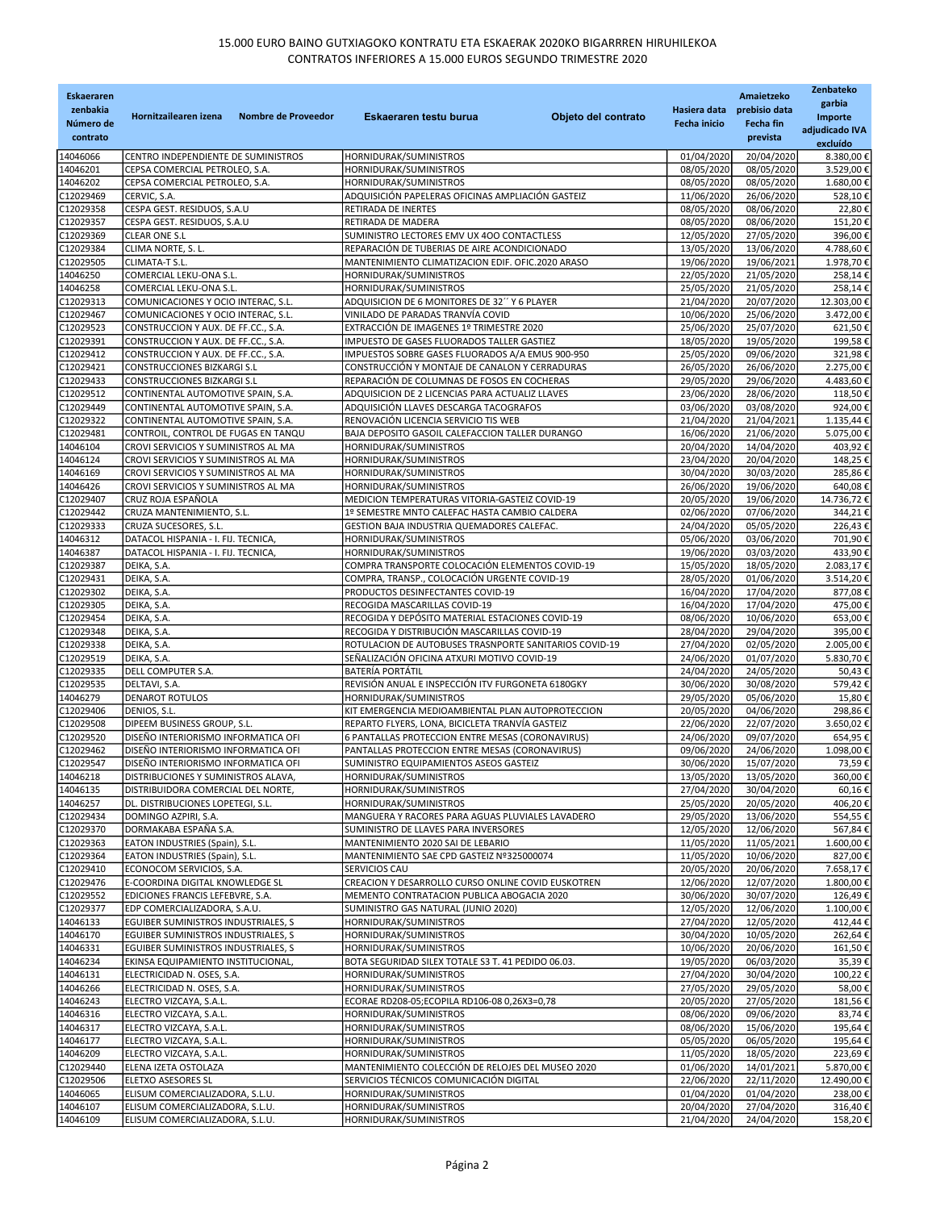15.000 EURO BAINO GUTXIAGOKO KONTRATU ETA ESKAERAK 2020KO BIGARREN HIRUHILEKOA
CONTRATOS INFERIORES A 15.000 EUROS SEGUNDO TRIMESTRE 2020

| Eskaeraren zenbakia Número de contrato | Hornitzailearen izena Nombre de Proveedor | Eskaeraren testu burua Objeto del contrato | Hasiera data Fecha inicio | Amaietzeko prebisio data Fecha fin prevista | Zenbateko garbia Importe adjudicado IVA excluído |
|---|---|---|---|---|---|
| 14046066 | CENTRO INDEPENDIENTE DE SUMINISTROS | HORNIDURAK/SUMINISTROS | 01/04/2020 | 20/04/2020 | 8.380,00 € |
| 14046201 | CEPSA COMERCIAL PETROLEO, S.A. | HORNIDURAK/SUMINISTROS | 08/05/2020 | 08/05/2020 | 3.529,00 € |
| 14046202 | CEPSA COMERCIAL PETROLEO, S.A. | HORNIDURAK/SUMINISTROS | 08/05/2020 | 08/05/2020 | 1.680,00 € |
| C12029469 | CERVIC, S.A. | ADQUISICIÓN PAPELERAS OFICINAS AMPLIACIÓN GASTEIZ | 11/06/2020 | 26/06/2020 | 528,10 € |
| C12029358 | CESPA GEST. RESIDUOS, S.A.U | RETIRADA DE INERTES | 08/05/2020 | 08/06/2020 | 22,80 € |
| C12029357 | CESPA GEST. RESIDUOS, S.A.U | RETIRADA DE MADERA | 08/05/2020 | 08/06/2020 | 151,20 € |
| C12029369 | CLEAR ONE S.L | SUMINISTRO LECTORES EMV UX 4OO CONTACTLESS | 12/05/2020 | 27/05/2020 | 396,00 € |
| C12029384 | CLIMA NORTE, S. L. | REPARACIÓN DE TUBERIAS DE AIRE ACONDICIONADO | 13/05/2020 | 13/06/2020 | 4.788,60 € |
| C12029505 | CLIMATA-T S.L. | MANTENIMIENTO CLIMATIZACION EDIF. OFIC.2020 ARASO | 19/06/2020 | 19/06/2021 | 1.978,70 € |
| 14046250 | COMERCIAL LEKU-ONA S.L. | HORNIDURAK/SUMINISTROS | 22/05/2020 | 21/05/2020 | 258,14 € |
| 14046258 | COMERCIAL LEKU-ONA S.L. | HORNIDURAK/SUMINISTROS | 25/05/2020 | 21/05/2020 | 258,14 € |
| C12029313 | COMUNICACIONES Y OCIO INTERAC, S.L. | ADQUISICION DE 6 MONITORES DE 32´´ Y 6 PLAYER | 21/04/2020 | 20/07/2020 | 12.303,00 € |
| C12029467 | COMUNICACIONES Y OCIO INTERAC, S.L. | VINILADO DE PARADAS TRANVÍA COVID | 10/06/2020 | 25/06/2020 | 3.472,00 € |
| C12029523 | CONSTRUCCION Y AUX. DE FF.CC., S.A. | EXTRACCIÓN DE IMAGENES 1º TRIMESTRE 2020 | 25/06/2020 | 25/07/2020 | 621,50 € |
| C12029391 | CONSTRUCCION Y AUX. DE FF.CC., S.A. | IMPUESTO DE GASES FLUORADOS TALLER GASTIEZ | 18/05/2020 | 19/05/2020 | 199,58 € |
| C12029412 | CONSTRUCCION Y AUX. DE FF.CC., S.A. | IMPUESTOS SOBRE GASES FLUORADOS A/A EMUS 900-950 | 25/05/2020 | 09/06/2020 | 321,98 € |
| C12029421 | CONSTRUCCIONES BIZKARGI S.L | CONSTRUCCIÓN Y MONTAJE DE CANALON Y CERRADURAS | 26/05/2020 | 26/06/2020 | 2.275,00 € |
| C12029433 | CONSTRUCCIONES BIZKARGI S.L | REPARACIÓN DE COLUMNAS DE FOSOS EN COCHERAS | 29/05/2020 | 29/06/2020 | 4.483,60 € |
| C12029512 | CONTINENTAL AUTOMOTIVE SPAIN, S.A. | ADQUISICION DE 2 LICENCIAS PARA ACTUALIZ LLAVES | 23/06/2020 | 28/06/2020 | 118,50 € |
| C12029449 | CONTINENTAL AUTOMOTIVE SPAIN, S.A. | ADQUISICIÓN LLAVES DESCARGA TACOGRAFOS | 03/06/2020 | 03/08/2020 | 924,00 € |
| C12029322 | CONTINENTAL AUTOMOTIVE SPAIN, S.A. | RENOVACIÓN LICENCIA SERVICIO TIS WEB | 21/04/2020 | 21/04/2021 | 1.135,44 € |
| C12029481 | CONTROIL, CONTROL DE FUGAS EN TANQU | BAJA DEPOSITO GASOIL CALEFACCION TALLER DURANGO | 16/06/2020 | 21/06/2020 | 5.075,00 € |
| 14046104 | CROVI SERVICIOS Y SUMINISTROS AL MA | HORNIDURAK/SUMINISTROS | 20/04/2020 | 14/04/2020 | 403,92 € |
| 14046124 | CROVI SERVICIOS Y SUMINISTROS AL MA | HORNIDURAK/SUMINISTROS | 23/04/2020 | 20/04/2020 | 148,25 € |
| 14046169 | CROVI SERVICIOS Y SUMINISTROS AL MA | HORNIDURAK/SUMINISTROS | 30/04/2020 | 30/03/2020 | 285,86 € |
| 14046426 | CROVI SERVICIOS Y SUMINISTROS AL MA | HORNIDURAK/SUMINISTROS | 26/06/2020 | 19/06/2020 | 640,08 € |
| C12029407 | CRUZ ROJA ESPAÑOLA | MEDICION TEMPERATURAS VITORIA-GASTEIZ COVID-19 | 20/05/2020 | 19/06/2020 | 14.736,72 € |
| C12029442 | CRUZA MANTENIMIENTO, S.L. | 1º SEMESTRE MNTO CALEFAC HASTA CAMBIO CALDERA | 02/06/2020 | 07/06/2020 | 344,21 € |
| C12029333 | CRUZA SUCESORES, S.L. | GESTION BAJA INDUSTRIA QUEMADORES CALEFAC. | 24/04/2020 | 05/05/2020 | 226,43 € |
| 14046312 | DATACOL HISPANIA - I. FIJ. TECNICA, | HORNIDURAK/SUMINISTROS | 05/06/2020 | 03/06/2020 | 701,90 € |
| 14046387 | DATACOL HISPANIA - I. FIJ. TECNICA, | HORNIDURAK/SUMINISTROS | 19/06/2020 | 03/03/2020 | 433,90 € |
| C12029387 | DEIKA, S.A. | COMPRA TRANSPORTE COLOCACIÓN ELEMENTOS COVID-19 | 15/05/2020 | 18/05/2020 | 2.083,17 € |
| C12029431 | DEIKA, S.A. | COMPRA, TRANSP., COLOCACIÓN URGENTE COVID-19 | 28/05/2020 | 01/06/2020 | 3.514,20 € |
| C12029302 | DEIKA, S.A. | PRODUCTOS DESINFECTANTES COVID-19 | 16/04/2020 | 17/04/2020 | 877,08 € |
| C12029305 | DEIKA, S.A. | RECOGIDA MASCARILLAS COVID-19 | 16/04/2020 | 17/04/2020 | 475,00 € |
| C12029454 | DEIKA, S.A. | RECOGIDA Y DEPÓSITO MATERIAL ESTACIONES COVID-19 | 08/06/2020 | 10/06/2020 | 653,00 € |
| C12029348 | DEIKA, S.A. | RECOGIDA Y DISTRIBUCIÓN MASCARILLAS COVID-19 | 28/04/2020 | 29/04/2020 | 395,00 € |
| C12029338 | DEIKA, S.A. | ROTULACION DE AUTOBUSES TRASNPORTE SANITARIOS COVID-19 | 27/04/2020 | 02/05/2020 | 2.005,00 € |
| C12029519 | DEIKA, S.A. | SEÑALIZACIÓN OFICINA ATXURI MOTIVO COVID-19 | 24/06/2020 | 01/07/2020 | 5.830,70 € |
| C12029335 | DELL COMPUTER S.A. | BATERÍA PORTÁTIL | 24/04/2020 | 24/05/2020 | 50,43 € |
| C12029535 | DELTAVI, S.A. | REVISIÓN ANUAL E INSPECCIÓN ITV FURGONETA 6180GKY | 30/06/2020 | 30/08/2020 | 579,42 € |
| 14046279 | DENAROT ROTULOS | HORNIDURAK/SUMINISTROS | 29/05/2020 | 05/06/2020 | 15,80 € |
| C12029406 | DENIOS, S.L. | KIT EMERGENCIA MEDIOAMBIENTAL PLAN AUTOPROTECCION | 20/05/2020 | 04/06/2020 | 298,86 € |
| C12029508 | DIPEEM BUSINESS GROUP, S.L. | REPARTO FLYERS, LONA, BICICLETA TRANVÍA GASTEIZ | 22/06/2020 | 22/07/2020 | 3.650,02 € |
| C12029520 | DISEÑO INTERIORISMO INFORMATICA OFI | 6 PANTALLAS PROTECCION ENTRE MESAS (CORONAVIRUS) | 24/06/2020 | 09/07/2020 | 654,95 € |
| C12029462 | DISEÑO INTERIORISMO INFORMATICA OFI | PANTALLAS PROTECCION ENTRE MESAS (CORONAVIRUS) | 09/06/2020 | 24/06/2020 | 1.098,00 € |
| C12029547 | DISEÑO INTERIORISMO INFORMATICA OFI | SUMINISTRO EQUIPAMIENTOS ASEOS GASTEIZ | 30/06/2020 | 15/07/2020 | 73,59 € |
| 14046218 | DISTRIBUCIONES Y SUMINISTROS ALAVA, | HORNIDURAK/SUMINISTROS | 13/05/2020 | 13/05/2020 | 360,00 € |
| 14046135 | DISTRIBUIDORA COMERCIAL DEL NORTE, | HORNIDURAK/SUMINISTROS | 27/04/2020 | 30/04/2020 | 60,16 € |
| 14046257 | DL. DISTRIBUCIONES LOPETEGI, S.L. | HORNIDURAK/SUMINISTROS | 25/05/2020 | 20/05/2020 | 406,20 € |
| C12029434 | DOMINGO AZPIRI, S.A. | MANGUERA Y RACORES PARA AGUAS PLUVIALES LAVADERO | 29/05/2020 | 13/06/2020 | 554,55 € |
| C12029370 | DORMAKABA ESPAÑA S.A. | SUMINISTRO DE LLAVES PARA INVERSORES | 12/05/2020 | 12/06/2020 | 567,84 € |
| C12029363 | EATON INDUSTRIES (Spain), S.L. | MANTENIMIENTO 2020 SAI DE LEBARIO | 11/05/2020 | 11/05/2021 | 1.600,00 € |
| C12029364 | EATON INDUSTRIES (Spain), S.L. | MANTENIMIENTO SAE CPD GASTEIZ Nº325000074 | 11/05/2020 | 10/06/2020 | 827,00 € |
| C12029410 | ECONOCOM SERVICIOS, S.A. | SERVICIOS CAU | 20/05/2020 | 20/06/2020 | 7.658,17 € |
| C12029476 | E-COORDINA DIGITAL KNOWLEDGE SL | CREACION Y DESARROLLO CURSO ONLINE COVID EUSKOTREN | 12/06/2020 | 12/07/2020 | 1.800,00 € |
| C12029552 | EDICIONES FRANCIS LEFEBVRE, S.A. | MEMENTO CONTRATACION PUBLICA ABOGACIA 2020 | 30/06/2020 | 30/07/2020 | 126,49 € |
| C12029377 | EDP COMERCIALIZADORA, S.A.U. | SUMINISTRO GAS NATURAL (JUNIO 2020) | 12/05/2020 | 12/06/2020 | 1.100,00 € |
| 14046133 | EGUIBER SUMINISTROS INDUSTRIALES, S | HORNIDURAK/SUMINISTROS | 27/04/2020 | 12/05/2020 | 412,44 € |
| 14046170 | EGUIBER SUMINISTROS INDUSTRIALES, S | HORNIDURAK/SUMINISTROS | 30/04/2020 | 10/05/2020 | 262,64 € |
| 14046331 | EGUIBER SUMINISTROS INDUSTRIALES, S | HORNIDURAK/SUMINISTROS | 10/06/2020 | 20/06/2020 | 161,50 € |
| 14046234 | EKINSA EQUIPAMIENTO INSTITUCIONAL, | BOTA SEGURIDAD SILEX TOTALE S3 T. 41 PEDIDO 06.03. | 19/05/2020 | 06/03/2020 | 35,39 € |
| 14046131 | ELECTRICIDAD N. OSES, S.A. | HORNIDURAK/SUMINISTROS | 27/04/2020 | 30/04/2020 | 100,22 € |
| 14046266 | ELECTRICIDAD N. OSES, S.A. | HORNIDURAK/SUMINISTROS | 27/05/2020 | 29/05/2020 | 58,00 € |
| 14046243 | ELECTRO VIZCAYA, S.A.L. | ECORAE RD208-05;ECOPILA RD106-08 0,26X3=0,78 | 20/05/2020 | 27/05/2020 | 181,56 € |
| 14046316 | ELECTRO VIZCAYA, S.A.L. | HORNIDURAK/SUMINISTROS | 08/06/2020 | 09/06/2020 | 83,74 € |
| 14046317 | ELECTRO VIZCAYA, S.A.L. | HORNIDURAK/SUMINISTROS | 08/06/2020 | 15/06/2020 | 195,64 € |
| 14046177 | ELECTRO VIZCAYA, S.A.L. | HORNIDURAK/SUMINISTROS | 05/05/2020 | 06/05/2020 | 195,64 € |
| 14046209 | ELECTRO VIZCAYA, S.A.L. | HORNIDURAK/SUMINISTROS | 11/05/2020 | 18/05/2020 | 223,69 € |
| C12029440 | ELENA IZETA OSTOLAZA | MANTENIMIENTO COLECCIÓN DE RELOJES DEL MUSEO 2020 | 01/06/2020 | 14/01/2021 | 5.870,00 € |
| C12029506 | ELETXO ASESORES SL | SERVICIOS TÉCNICOS COMUNICACIÓN DIGITAL | 22/06/2020 | 22/11/2020 | 12.490,00 € |
| 14046065 | ELISUM COMERCIALIZADORA, S.L.U. | HORNIDURAK/SUMINISTROS | 01/04/2020 | 01/04/2020 | 238,00 € |
| 14046107 | ELISUM COMERCIALIZADORA, S.L.U. | HORNIDURAK/SUMINISTROS | 20/04/2020 | 27/04/2020 | 316,40 € |
| 14046109 | ELISUM COMERCIALIZADORA, S.L.U. | HORNIDURAK/SUMINISTROS | 21/04/2020 | 24/04/2020 | 158,20 € |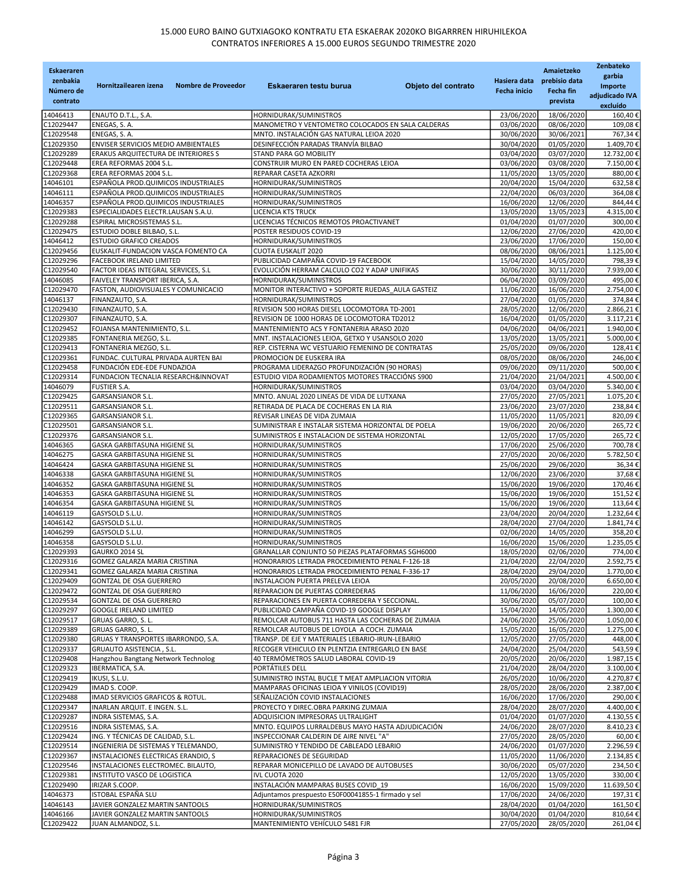15.000 EURO BAINO GUTXIAGOKO KONTRATU ETA ESKAERAK 2020KO BIGARREN HIRUHILEKOA
CONTRATOS INFERIORES A 15.000 EUROS SEGUNDO TRIMESTRE 2020

| Eskaeraren zenbakia Número de contrato | Hornitzailearen izena Nombre de Proveedor | Eskaeraren testu burua Objeto del contrato | Hasiera data Fecha inicio | Amaietzeko prebisio data Fecha fin prevista | Zenbateko garbia Importe adjudicado IVA excluído |
|---|---|---|---|---|---|
| 14046413 | ENAUTO D.T.L., S.A. | HORNIDURAK/SUMINISTROS | 23/06/2020 | 18/06/2020 | 160,40 € |
| C12029447 | ENEGAS, S. A. | MANOMETRO Y VENTOMETRO COLOCADOS EN SALA CALDERAS | 03/06/2020 | 08/06/2020 | 109,08 € |
| C12029548 | ENEGAS, S. A. | MNTO. INSTALACIÓN GAS NATURAL LEIOA 2020 | 30/06/2020 | 30/06/2021 | 767,34 € |
| C12029350 | ENVISER SERVICIOS MEDIO AMBIENTALES | DESINFECCIÓN PARADAS TRANVÍA BILBAO | 30/04/2020 | 01/05/2020 | 1.409,70 € |
| C12029289 | ERAKUS ARQUITECTURA DE INTERIORES S | STAND PARA GO MOBILITY | 03/04/2020 | 03/07/2020 | 12.732,00 € |
| C12029448 | EREA REFORMAS 2004 S.L. | CONSTRUIR MURO EN PARED COCHERAS LEIOA | 03/06/2020 | 03/08/2020 | 7.150,00 € |
| C12029368 | EREA REFORMAS 2004 S.L. | REPARAR CASETA AZKORRI | 11/05/2020 | 13/05/2020 | 880,00 € |
| 14046101 | ESPAÑOLA PROD.QUIMICOS INDUSTRIALES | HORNIDURAK/SUMINISTROS | 20/04/2020 | 15/04/2020 | 632,58 € |
| 14046111 | ESPAÑOLA PROD.QUIMICOS INDUSTRIALES | HORNIDURAK/SUMINISTROS | 22/04/2020 | 06/03/2020 | 364,08 € |
| 14046357 | ESPAÑOLA PROD.QUIMICOS INDUSTRIALES | HORNIDURAK/SUMINISTROS | 16/06/2020 | 12/06/2020 | 844,44 € |
| C12029383 | ESPECIALIDADES ELECTR.LAUSAN S.A.U. | LICENCIA KTS TRUCK | 13/05/2020 | 13/05/2023 | 4.315,00 € |
| C12029288 | ESPIRAL MICROSISTEMAS S.L. | LICENCIAS TÉCNICOS REMOTOS PROACTIVANET | 01/04/2020 | 01/07/2020 | 300,00 € |
| C12029475 | ESTUDIO DOBLE BILBAO, S.L. | POSTER RESIDUOS COVID-19 | 12/06/2020 | 27/06/2020 | 420,00 € |
| 14046412 | ESTUDIO GRAFICO CREADOS | HORNIDURAK/SUMINISTROS | 23/06/2020 | 17/06/2020 | 150,00 € |
| C12029456 | EUSKALIT-FUNDACION VASCA FOMENTO CA | CUOTA EUSKALIT 2020 | 08/06/2020 | 08/06/2021 | 1.125,00 € |
| C12029296 | FACEBOOK IRELAND LIMITED | PUBLICIDAD CAMPAÑA COVID-19 FACEBOOK | 15/04/2020 | 14/05/2020 | 798,39 € |
| C12029540 | FACTOR IDEAS INTEGRAL SERVICES, S.L | EVOLUCIÓN HERRAM CALCULO CO2 Y ADAP UNIFIKAS | 30/06/2020 | 30/11/2020 | 7.939,00 € |
| 14046085 | FAIVELEY TRANSPORT IBERICA, S.A. | HORNIDURAK/SUMINISTROS | 06/04/2020 | 03/09/2020 | 495,00 € |
| C12029470 | FASTON, AUDIOVISUALES Y COMUNICACIO | MONITOR INTERACTIVO + SOPORTE RUEDAS_AULA GASTEIZ | 11/06/2020 | 16/06/2020 | 2.754,00 € |
| 14046137 | FINANZAUTO, S.A. | HORNIDURAK/SUMINISTROS | 27/04/2020 | 01/05/2020 | 374,84 € |
| C12029430 | FINANZAUTO, S.A. | REVISION 500 HORAS DIESEL LOCOMOTORA TD-2001 | 28/05/2020 | 12/06/2020 | 2.866,21 € |
| C12029307 | FINANZAUTO, S.A. | REVISION DE 1000 HORAS DE LOCOMOTORA TD2012 | 16/04/2020 | 01/05/2020 | 3.117,21 € |
| C12029452 | FOJANSA MANTENIMIENTO, S.L. | MANTENIMIENTO ACS Y FONTANERIA ARASO 2020 | 04/06/2020 | 04/06/2021 | 1.940,00 € |
| C12029385 | FONTANERIA MEZGO, S.L. | MNT. INSTALACIONES LEIOA, GETXO Y USANSOLO 2020 | 13/05/2020 | 13/05/2021 | 5.000,00 € |
| C12029413 | FONTANERIA MEZGO, S.L. | REP. CISTERNA WC VESTUARIO FEMENINO DE CONTRATAS | 25/05/2020 | 09/06/2020 | 128,41 € |
| C12029361 | FUNDAC. CULTURAL PRIVADA AURTEN BAI | PROMOCION DE EUSKERA IRA | 08/05/2020 | 08/06/2020 | 246,00 € |
| C12029458 | FUNDACIÓN EDE-EDE FUNDAZIOA | PROGRAMA LIDERAZGO PROFUNDIZACIÓN (90 HORAS) | 09/06/2020 | 09/11/2020 | 500,00 € |
| C12029314 | FUNDACION TECNALIA RESEARCH&INNOVAT | ESTUDIO VIDA RODAMIENTOS MOTORES TRACCIÓNS S900 | 21/04/2020 | 21/04/2021 | 4.500,00 € |
| 14046079 | FUSTIER S.A. | HORNIDURAK/SUMINISTROS | 03/04/2020 | 03/04/2020 | 5.340,00 € |
| C12029425 | GARSANSIANOR S.L. | MNTO. ANUAL 2020 LINEAS DE VIDA DE LUTXANA | 27/05/2020 | 27/05/2021 | 1.075,20 € |
| C12029511 | GARSANSIANOR S.L. | RETIRADA DE PLACA DE COCHERAS EN LA RIA | 23/06/2020 | 23/07/2020 | 238,84 € |
| C12029365 | GARSANSIANOR S.L. | REVISAR LINEAS DE VIDA ZUMAIA | 11/05/2020 | 11/05/2021 | 820,09 € |
| C12029501 | GARSANSIANOR S.L. | SUMINISTRAR E INSTALAR SISTEMA HORIZONTAL DE POELA | 19/06/2020 | 20/06/2020 | 265,72 € |
| C12029376 | GARSANSIANOR S.L. | SUMINISTROS E INSTALACION DE SISTEMA HORIZONTAL | 12/05/2020 | 17/05/2020 | 265,72 € |
| 14046365 | GASKA GARBITASUNA HIGIENE SL | HORNIDURAK/SUMINISTROS | 17/06/2020 | 25/06/2020 | 700,78 € |
| 14046275 | GASKA GARBITASUNA HIGIENE SL | HORNIDURAK/SUMINISTROS | 27/05/2020 | 20/06/2020 | 5.782,50 € |
| 14046424 | GASKA GARBITASUNA HIGIENE SL | HORNIDURAK/SUMINISTROS | 25/06/2020 | 29/06/2020 | 36,34 € |
| 14046338 | GASKA GARBITASUNA HIGIENE SL | HORNIDURAK/SUMINISTROS | 12/06/2020 | 23/06/2020 | 37,68 € |
| 14046352 | GASKA GARBITASUNA HIGIENE SL | HORNIDURAK/SUMINISTROS | 15/06/2020 | 19/06/2020 | 170,46 € |
| 14046353 | GASKA GARBITASUNA HIGIENE SL | HORNIDURAK/SUMINISTROS | 15/06/2020 | 19/06/2020 | 151,52 € |
| 14046354 | GASKA GARBITASUNA HIGIENE SL | HORNIDURAK/SUMINISTROS | 15/06/2020 | 19/06/2020 | 113,64 € |
| 14046119 | GASYSOLD S.L.U. | HORNIDURAK/SUMINISTROS | 23/04/2020 | 20/04/2020 | 1.232,64 € |
| 14046142 | GASYSOLD S.L.U. | HORNIDURAK/SUMINISTROS | 28/04/2020 | 27/04/2020 | 1.841,74 € |
| 14046299 | GASYSOLD S.L.U. | HORNIDURAK/SUMINISTROS | 02/06/2020 | 14/05/2020 | 358,20 € |
| 14046358 | GASYSOLD S.L.U. | HORNIDURAK/SUMINISTROS | 16/06/2020 | 15/06/2020 | 1.235,05 € |
| C12029393 | GAURKO 2014 SL | GRANALLAR CONJUNTO 50 PIEZAS PLATAFORMAS SGH6000 | 18/05/2020 | 02/06/2020 | 774,00 € |
| C12029316 | GOMEZ GALARZA MARIA CRISTINA | HONORARIOS LETRADA PROCEDIMIENTO PENAL F-126-18 | 21/04/2020 | 22/04/2020 | 2.592,75 € |
| C12029341 | GOMEZ GALARZA MARIA CRISTINA | HONORARIOS LETRADA PROCEDIMIENTO PENAL F-336-17 | 28/04/2020 | 29/04/2020 | 1.770,00 € |
| C12029409 | GONTZAL DE OSA GUERRERO | INSTALACION PUERTA PRELEVA LEIOA | 20/05/2020 | 20/08/2020 | 6.650,00 € |
| C12029472 | GONTZAL DE OSA GUERRERO | REPARACION DE PUERTAS CORREDERAS | 11/06/2020 | 16/06/2020 | 220,00 € |
| C12029534 | GONTZAL DE OSA GUERRERO | REPARACIONES EN PUERTA CORREDERA Y SECCIONAL. | 30/06/2020 | 05/07/2020 | 100,00 € |
| C12029297 | GOOGLE IRELAND LIMITED | PUBLICIDAD CAMPAÑA COVID-19 GOOGLE DISPLAY | 15/04/2020 | 14/05/2020 | 1.300,00 € |
| C12029517 | GRUAS GARRO, S. L. | REMOLCAR AUTOBUS 711 HASTA LAS COCHERAS DE ZUMAIA | 24/06/2020 | 25/06/2020 | 1.050,00 € |
| C12029389 | GRUAS GARRO, S. L. | REMOLCAR AUTOBUS DE LOYOLA A COCH. ZUMAIA | 15/05/2020 | 16/05/2020 | 1.275,00 € |
| C12029380 | GRUAS Y TRANSPORTES IBARRONDO, S.A. | TRANSP. DE EJE Y MATERIALES LEBARIO-IRUN-LEBARIO | 12/05/2020 | 27/05/2020 | 448,00 € |
| C12029337 | GRUAUTO ASISTENCIA , S.L. | RECOGER VEHICULO EN PLENTZIA ENTREGARLO EN BASE | 24/04/2020 | 25/04/2020 | 543,59 € |
| C12029408 | Hangzhou Bangtang Network Technolog | 40 TERMÓMETROS SALUD LABORAL COVID-19 | 20/05/2020 | 20/06/2020 | 1.987,15 € |
| C12029323 | IBERMATICA, S.A. | PORTÁTILES DELL | 21/04/2020 | 28/04/2020 | 3.100,00 € |
| C12029419 | IKUSI, S.L.U. | SUMINISTRO INSTAL BUCLE T MEAT AMPLIACION VITORIA | 26/05/2020 | 10/06/2020 | 4.270,87 € |
| C12029429 | IMAD S. COOP. | MAMPARAS OFICINAS LEIOA Y VINILOS (COVID19) | 28/05/2020 | 28/06/2020 | 2.387,00 € |
| C12029488 | IMAD SERVICIOS GRAFICOS & ROTUL. | SEÑALIZACIÓN COVID INSTALACIONES | 16/06/2020 | 17/06/2020 | 290,00 € |
| C12029347 | INARLAN ARQUIT. E INGEN. S.L. | PROYECTO Y DIREC.OBRA PARKING ZUMAIA | 28/04/2020 | 28/07/2020 | 4.400,00 € |
| C12029287 | INDRA SISTEMAS, S.A. | ADQUISICION IMPRESORAS ULTRALIGHT | 01/04/2020 | 01/07/2020 | 4.130,55 € |
| C12029516 | INDRA SISTEMAS, S.A. | MNTO. EQUIPOS LURRALDEBUS MAYO HASTA ADJUDICACIÓN | 24/06/2020 | 28/07/2020 | 8.410,23 € |
| C12029424 | ING. Y TÉCNICAS DE CALIDAD, S.L. | INSPECCIONAR CALDERIN DE AIRE NIVEL "A" | 27/05/2020 | 28/05/2020 | 60,00 € |
| C12029514 | INGENIERIA DE SISTEMAS Y TELEMANDO, | SUMINISTRO Y TENDIDO DE CABLEADO LEBARIO | 24/06/2020 | 01/07/2020 | 2.296,59 € |
| C12029367 | INSTALACIONES ELECTRICAS ERANDIO, S | REPARACIONES DE SEGURIDAD | 11/05/2020 | 11/06/2020 | 2.134,85 € |
| C12029546 | INSTALACIONES ELECTROMEC. BILAUTO, | REPARAR MONICEPILLO DE LAVADO DE AUTOBUSES | 30/06/2020 | 05/07/2020 | 234,50 € |
| C12029381 | INSTITUTO VASCO DE LOGISTICA | IVL CUOTA 2020 | 12/05/2020 | 13/05/2020 | 330,00 € |
| C12029490 | IRIZAR S.COOP. | INSTALACIÓN MAMPARAS BUSES COVID_19 | 16/06/2020 | 15/09/2020 | 11.639,50 € |
| 14046373 | ISTOBAL ESPAÑA SLU | Adjuntamos prespuesto E50F00041855-1 firmado y sel | 17/06/2020 | 24/06/2020 | 197,31 € |
| 14046143 | JAVIER GONZALEZ MARTIN SANTOOLS | HORNIDURAK/SUMINISTROS | 28/04/2020 | 01/04/2020 | 161,50 € |
| 14046166 | JAVIER GONZALEZ MARTIN SANTOOLS | HORNIDURAK/SUMINISTROS | 30/04/2020 | 01/04/2020 | 810,64 € |
| C12029422 | JUAN ALMANDOZ, S.L. | MANTENIMIENTO VEHÍCULO 5481 FJR | 27/05/2020 | 28/05/2020 | 261,04 € |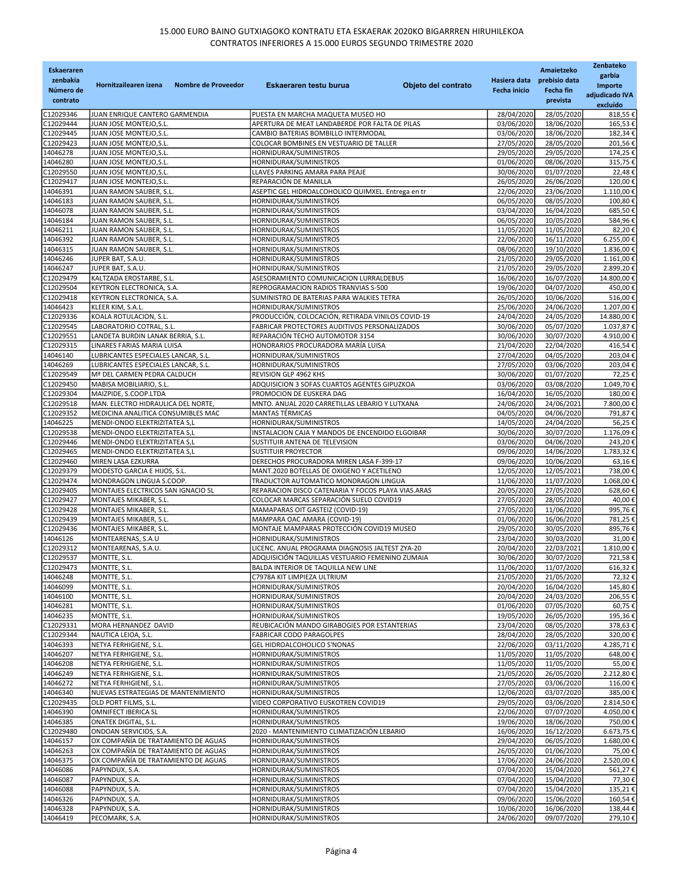# 15.000 EURO BAINO GUTXIAGOKO KONTRATU ETA ESKAERAK 2020KO BIGARRREN HIRUHILEKOA
# CONTRATOS INFERIORES A 15.000 EUROS SEGUNDO TRIMESTRE 2020

| Eskaeraren zenbakia Número de contrato | Hornitzailearen izena Nombre de Proveedor | Eskaeraren testu burua Objeto del contrato | Hasiera data Fecha inicio | Amaietzeko prebisio data Fecha fin prevista | Zenbateko garbia Importe adjudicado IVA excluído |
|---|---|---|---|---|---|
| C12029346 | JUAN ENRIQUE CANTERO GARMENDIA | PUESTA EN MARCHA MAQUETA MUSEO HO | 28/04/2020 | 28/05/2020 | 818,55 € |
| C12029444 | JUAN JOSE MONTEJO,S.L. | APERTURA DE MEAT LANDABERDE POR FALTA DE PILAS | 03/06/2020 | 18/06/2020 | 165,53 € |
| C12029445 | JUAN JOSE MONTEJO,S.L. | CAMBIO BATERIAS BOMBILLO INTERMODAL | 03/06/2020 | 18/06/2020 | 182,34 € |
| C12029423 | JUAN JOSE MONTEJO,S.L. | COLOCAR BOMBINES EN VESTUARIO DE TALLER | 27/05/2020 | 28/05/2020 | 201,56 € |
| 14046278 | JUAN JOSE MONTEJO,S.L. | HORNIDURAK/SUMINISTROS | 29/05/2020 | 29/05/2020 | 174,25 € |
| 14046280 | JUAN JOSE MONTEJO,S.L. | HORNIDURAK/SUMINISTROS | 01/06/2020 | 08/06/2020 | 315,75 € |
| C12029550 | JUAN JOSE MONTEJO,S.L. | LLAVES PARKING AMARA PARA PEAJE | 30/06/2020 | 01/07/2020 | 22,48 € |
| C12029417 | JUAN JOSE MONTEJO,S.L. | REPARACIÓN DE MANILLA | 26/05/2020 | 26/06/2020 | 120,00 € |
| 14046391 | JUAN RAMON SAUBER, S.L. | ASEPTIC GEL HIDROALCOHOLICO QUIMXEL. Entrega en tr | 22/06/2020 | 23/06/2020 | 1.110,00 € |
| 14046183 | JUAN RAMON SAUBER, S.L. | HORNIDURAK/SUMINISTROS | 06/05/2020 | 08/05/2020 | 100,80 € |
| 14046078 | JUAN RAMON SAUBER, S.L. | HORNIDURAK/SUMINISTROS | 03/04/2020 | 16/04/2020 | 685,50 € |
| 14046184 | JUAN RAMON SAUBER, S.L. | HORNIDURAK/SUMINISTROS | 06/05/2020 | 10/05/2020 | 584,96 € |
| 14046211 | JUAN RAMON SAUBER, S.L. | HORNIDURAK/SUMINISTROS | 11/05/2020 | 11/05/2020 | 82,20 € |
| 14046392 | JUAN RAMON SAUBER, S.L. | HORNIDURAK/SUMINISTROS | 22/06/2020 | 16/11/2020 | 6.255,00 € |
| 14046315 | JUAN RAMON SAUBER, S.L. | HORNIDURAK/SUMINISTROS | 08/06/2020 | 19/10/2020 | 1.836,00 € |
| 14046246 | JUPER BAT, S.A.U. | HORNIDURAK/SUMINISTROS | 21/05/2020 | 29/05/2020 | 1.161,00 € |
| 14046247 | JUPER BAT, S.A.U. | HORNIDURAK/SUMINISTROS | 21/05/2020 | 29/05/2020 | 2.899,20 € |
| C12029479 | KALTZADA EROSTARBE, S.L. | ASESORAMIENTO COMUNICACION LURRALDEBUS | 16/06/2020 | 16/07/2020 | 14.800,00 € |
| C12029504 | KEYTRON ELECTRONICA, S.A. | REPROGRAMACION RADIOS TRANVIAS S-500 | 19/06/2020 | 04/07/2020 | 450,00 € |
| C12029418 | KEYTRON ELECTRONICA, S.A. | SUMINISTRO DE BATERIAS PARA WALKIES TETRA | 26/05/2020 | 10/06/2020 | 516,00 € |
| 14046423 | KLEER KIM, S.A.L. | HORNIDURAK/SUMINISTROS | 25/06/2020 | 24/06/2020 | 1.207,00 € |
| C12029336 | KOALA ROTULACION, S.L. | PRODUCCIÓN, COLOCACIÓN, RETIRADA VINILOS COVID-19 | 24/04/2020 | 24/05/2020 | 14.880,00 € |
| C12029545 | LABORATORIO COTRAL, S.L. | FABRICAR PROTECTORES AUDITIVOS PERSONALIZADOS | 30/06/2020 | 05/07/2020 | 1.037,87 € |
| C12029551 | LANDETA BURDIN LANAK BERRIA, S.L. | REPARACIÓN TECHO AUTOMOTOR 3154 | 30/06/2020 | 30/07/2020 | 4.910,00 € |
| C12029315 | LINARES FARIAS MARIA LUISA | HONORARIOS PROCURADORA MARÍA LUISA | 21/04/2020 | 22/04/2020 | 416,54 € |
| 14046140 | LUBRICANTES ESPECIALES LANCAR, S.L. | HORNIDURAK/SUMINISTROS | 27/04/2020 | 04/05/2020 | 203,04 € |
| 14046269 | LUBRICANTES ESPECIALES LANCAR, S.L. | HORNIDURAK/SUMINISTROS | 27/05/2020 | 03/06/2020 | 203,04 € |
| C12029549 | Mª DEL CARMEN PEDRA CALDUCH | REVISION GLP 4962 KHS | 30/06/2020 | 01/07/2020 | 72,25 € |
| C12029450 | MABISA MOBILIARIO, S.L. | ADQUISICION 3 SOFAS CUARTOS AGENTES GIPUZKOA | 03/06/2020 | 03/08/2020 | 1.049,70 € |
| C12029304 | MAIZPIDE, S.COOP.LTDA | PROMOCION DE EUSKERA DAG | 16/04/2020 | 16/05/2020 | 180,00 € |
| C12029518 | MAN. ELECTRO HIDRAULICA DEL NORTE, | MNTO. ANUAL 2020 CARRETILLAS LEBARIO Y LUTXANA | 24/06/2020 | 24/06/2021 | 7.800,00 € |
| C12029352 | MEDICINA ANALITICA CONSUMIBLES MAC | MANTAS TÉRMICAS | 04/05/2020 | 04/06/2020 | 791,87 € |
| 14046225 | MENDI-ONDO ELEKTRIZITATEA S,L | HORNIDURAK/SUMINISTROS | 14/05/2020 | 24/04/2020 | 56,25 € |
| C12029538 | MENDI-ONDO ELEKTRIZITATEA S,L | INSTALACION CAJA Y MANDOS DE ENCENDIDO ELGOIBAR | 30/06/2020 | 30/07/2020 | 1.176,09 € |
| C12029446 | MENDI-ONDO ELEKTRIZITATEA S,L | SUSTITUIR ANTENA DE TELEVISION | 03/06/2020 | 04/06/2020 | 243,20 € |
| C12029465 | MENDI-ONDO ELEKTRIZITATEA S,L | SUSTITUIR PROYECTOR | 09/06/2020 | 14/06/2020 | 1.783,32 € |
| C12029460 | MIREN LASA EZKURRA | DERECHOS PROCURADORA MIREN LASA F-399-17 | 09/06/2020 | 10/06/2020 | 63,16 € |
| C12029379 | MODESTO GARCIA E HIJOS, S.L. | MANT.2020 BOTELLAS DE OXIGENO Y ACETILENO | 12/05/2020 | 12/05/2021 | 738,00 € |
| C12029474 | MONDRAGON LINGUA S.COOP. | TRADUCTOR AUTOMATICO MONDRAGON LINGUA | 11/06/2020 | 11/07/2020 | 1.068,00 € |
| C12029405 | MONTAJES ELECTRICOS SAN IGNACIO SL | REPARACION DISCO CATENARIA Y FOCOS PLAYA VIAS.ARAS | 20/05/2020 | 27/05/2020 | 628,60 € |
| C12029427 | MONTAJES MIKABER, S.L. | COLOCAR MARCAS SEPARACIÓN SUELO COVID19 | 27/05/2020 | 28/05/2020 | 40,00 € |
| C12029428 | MONTAJES MIKABER, S.L. | MAMAPARAS OIT GASTEIZ (COVID-19) | 27/05/2020 | 11/06/2020 | 995,76 € |
| C12029439 | MONTAJES MIKABER, S.L. | MAMPARA OAC AMARA (COVID-19) | 01/06/2020 | 16/06/2020 | 781,25 € |
| C12029436 | MONTAJES MIKABER, S.L. | MONTAJE MAMPARAS PROTECCIÓN COVID19 MUSEO | 29/05/2020 | 30/05/2020 | 895,76 € |
| 14046126 | MONTEARENAS, S.A.U | HORNIDURAK/SUMINISTROS | 23/04/2020 | 30/03/2020 | 31,00 € |
| C12029312 | MONTEARENAS, S.A.U. | LICENC. ANUAL PROGRAMA DIAGNOSIS JALTEST ZYA-20 | 20/04/2020 | 22/03/2021 | 1.810,00 € |
| C12029537 | MONTTE, S.L. | ADQUISICIÓN TAQUILLAS VESTUARIO FEMENINO ZUMAIA | 30/06/2020 | 30/07/2020 | 721,58 € |
| C12029473 | MONTTE, S.L. | BALDA INTERIOR DE TAQUILLA NEW LINE | 11/06/2020 | 11/07/2020 | 616,32 € |
| 14046248 | MONTTE, S.L. | C7978A KIT LIMPIEZA ULTRIUM | 21/05/2020 | 21/05/2020 | 72,32 € |
| 14046099 | MONTTE, S.L. | HORNIDURAK/SUMINISTROS | 20/04/2020 | 16/04/2020 | 145,80 € |
| 14046100 | MONTTE, S.L. | HORNIDURAK/SUMINISTROS | 20/04/2020 | 24/03/2020 | 206,55 € |
| 14046281 | MONTTE, S.L. | HORNIDURAK/SUMINISTROS | 01/06/2020 | 07/05/2020 | 60,75 € |
| 14046235 | MONTTE, S.L. | HORNIDURAK/SUMINISTROS | 19/05/2020 | 26/05/2020 | 195,36 € |
| C12029331 | MORA HERNANDEZ DAVID | REUBICACIÓN MANDO GIRABOGIES POR ESTANTERIAS | 23/04/2020 | 08/05/2020 | 378,63 € |
| C12029344 | NAUTICA LEIOA, S.L. | FABRICAR CODO PARAGOLPES | 28/04/2020 | 28/05/2020 | 320,00 € |
| 14046393 | NETYA FERHIGIENE, S.L. | GEL HIDROALCOHOLICO S'NONAS | 22/06/2020 | 03/11/2020 | 4.285,71 € |
| 14046207 | NETYA FERHIGIENE, S.L. | HORNIDURAK/SUMINISTROS | 11/05/2020 | 11/05/2020 | 648,00 € |
| 14046208 | NETYA FERHIGIENE, S.L. | HORNIDURAK/SUMINISTROS | 11/05/2020 | 11/05/2020 | 55,00 € |
| 14046249 | NETYA FERHIGIENE, S.L. | HORNIDURAK/SUMINISTROS | 21/05/2020 | 26/05/2020 | 2.212,80 € |
| 14046272 | NETYA FERHIGIENE, S.L. | HORNIDURAK/SUMINISTROS | 27/05/2020 | 03/06/2020 | 116,00 € |
| 14046340 | NUEVAS ESTRATEGIAS DE MANTENIMIENTO | HORNIDURAK/SUMINISTROS | 12/06/2020 | 03/07/2020 | 385,00 € |
| C12029435 | OLD PORT FILMS, S.L. | VIDEO CORPORATIVO EUSKOTREN COVID19 | 29/05/2020 | 03/06/2020 | 2.814,50 € |
| 14046390 | OMNIFECT IBERICA SL | HORNIDURAK/SUMINISTROS | 22/06/2020 | 07/07/2020 | 4.050,00 € |
| 14046385 | ONATEK DIGITAL, S.L. | HORNIDURAK/SUMINISTROS | 19/06/2020 | 18/06/2020 | 750,00 € |
| C12029480 | ONDOAN SERVICIOS, S.A. | 2020 - MANTENIMIENTO CLIMATIZACIÓN LEBARIO | 16/06/2020 | 16/12/2020 | 6.673,75 € |
| 14046157 | OX COMPAÑÍA DE TRATAMIENTO DE AGUAS | HORNIDURAK/SUMINISTROS | 29/04/2020 | 06/05/2020 | 1.680,00 € |
| 14046263 | OX COMPAÑÍA DE TRATAMIENTO DE AGUAS | HORNIDURAK/SUMINISTROS | 26/05/2020 | 01/06/2020 | 75,00 € |
| 14046375 | OX COMPAÑÍA DE TRATAMIENTO DE AGUAS | HORNIDURAK/SUMINISTROS | 17/06/2020 | 24/06/2020 | 2.520,00 € |
| 14046086 | PAPYNDUX, S.A. | HORNIDURAK/SUMINISTROS | 07/04/2020 | 15/04/2020 | 561,27 € |
| 14046087 | PAPYNDUX, S.A. | HORNIDURAK/SUMINISTROS | 07/04/2020 | 15/04/2020 | 77,30 € |
| 14046088 | PAPYNDUX, S.A. | HORNIDURAK/SUMINISTROS | 07/04/2020 | 15/04/2020 | 135,21 € |
| 14046326 | PAPYNDUX, S.A. | HORNIDURAK/SUMINISTROS | 09/06/2020 | 15/06/2020 | 160,54 € |
| 14046328 | PAPYNDUX, S.A. | HORNIDURAK/SUMINISTROS | 10/06/2020 | 16/06/2020 | 138,44 € |
| 14046419 | PECOMARK, S.A. | HORNIDURAK/SUMINISTROS | 24/06/2020 | 09/07/2020 | 279,10 € |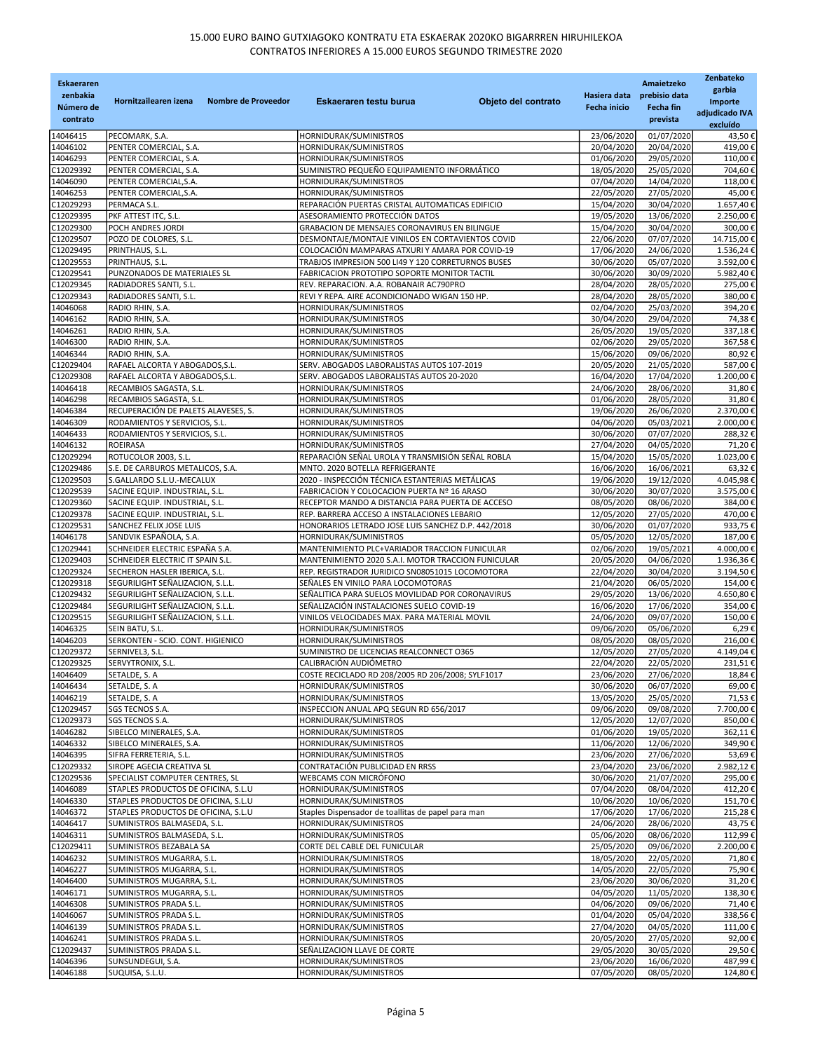# 15.000 EURO BAINO GUTXIAGOKO KONTRATU ETA ESKAERAK 2020KO BIGARRREN HIRUHILEKOA
# CONTRATOS INFERIORES A 15.000 EUROS SEGUNDO TRIMESTRE 2020

| Eskaeraren zenbakia Número de contrato | Hornitzailearen izena Nombre de Proveedor | Eskaeraren testu burua Objeto del contrato | Hasiera data Fecha inicio | Amaietzeko prebisio data Fecha fin prevista | Zenbateko garbia Importe adjudicado IVA excluído |
|---|---|---|---|---|---|
| 14046415 | PECOMARK, S.A. | HORNIDURAK/SUMINISTROS | 23/06/2020 | 01/07/2020 | 43,50 € |
| 14046102 | PENTER COMERCIAL, S.A. | HORNIDURAK/SUMINISTROS | 20/04/2020 | 20/04/2020 | 419,00 € |
| 14046293 | PENTER COMERCIAL, S.A. | HORNIDURAK/SUMINISTROS | 01/06/2020 | 29/05/2020 | 110,00 € |
| C12029392 | PENTER COMERCIAL, S.A. | SUMINISTRO PEQUEÑO EQUIPAMIENTO INFORMÁTICO | 18/05/2020 | 25/05/2020 | 704,60 € |
| 14046090 | PENTER COMERCIAL,S.A. | HORNIDURAK/SUMINISTROS | 07/04/2020 | 14/04/2020 | 118,00 € |
| 14046253 | PENTER COMERCIAL,S.A. | HORNIDURAK/SUMINISTROS | 22/05/2020 | 27/05/2020 | 45,00 € |
| C12029293 | PERMACA S.L. | REPARACIÓN PUERTAS CRISTAL AUTOMATICAS EDIFICIO | 15/04/2020 | 30/04/2020 | 1.657,40 € |
| C12029395 | PKF ATTEST ITC, S.L. | ASESORAMIENTO PROTECCIÓN DATOS | 19/05/2020 | 13/06/2020 | 2.250,00 € |
| C12029300 | POCH ANDRES JORDI | GRABACION DE MENSAJES CORONAVIRUS EN BILINGUE | 15/04/2020 | 30/04/2020 | 300,00 € |
| C12029507 | POZO DE COLORES, S.L. | DESMONTAJE/MONTAJE VINILOS EN CORTAVIENTOS COVID | 22/06/2020 | 07/07/2020 | 14.715,00 € |
| C12029495 | PRINTHAUS, S.L. | COLOCACIÓN MAMPARAS ATXURI Y AMARA POR COVID-19 | 17/06/2020 | 24/06/2020 | 1.536,24 € |
| C12029553 | PRINTHAUS, S.L. | TRABJOS IMPRESION 500 LI49 Y 120 CORRETURNOS BUSES | 30/06/2020 | 05/07/2020 | 3.592,00 € |
| C12029541 | PUNZONADOS DE MATERIALES SL | FABRICACION PROTOTIPO SOPORTE MONITOR TACTIL | 30/06/2020 | 30/09/2020 | 5.982,40 € |
| C12029345 | RADIADORES SANTI, S.L. | REV. REPARACION. A.A. ROBANAIR AC790PRO | 28/04/2020 | 28/05/2020 | 275,00 € |
| C12029343 | RADIADORES SANTI, S.L. | REVI Y REPA. AIRE ACONDICIONADO WIGAN 150 HP. | 28/04/2020 | 28/05/2020 | 380,00 € |
| 14046068 | RADIO RHIN, S.A. | HORNIDURAK/SUMINISTROS | 02/04/2020 | 25/03/2020 | 394,20 € |
| 14046162 | RADIO RHIN, S.A. | HORNIDURAK/SUMINISTROS | 30/04/2020 | 29/04/2020 | 74,38 € |
| 14046261 | RADIO RHIN, S.A. | HORNIDURAK/SUMINISTROS | 26/05/2020 | 19/05/2020 | 337,18 € |
| 14046300 | RADIO RHIN, S.A. | HORNIDURAK/SUMINISTROS | 02/06/2020 | 29/05/2020 | 367,58 € |
| 14046344 | RADIO RHIN, S.A. | HORNIDURAK/SUMINISTROS | 15/06/2020 | 09/06/2020 | 80,92 € |
| C12029404 | RAFAEL ALCORTA Y ABOGADOS,S.L. | SERV. ABOGADOS LABORALISTAS AUTOS 107-2019 | 20/05/2020 | 21/05/2020 | 587,00 € |
| C12029308 | RAFAEL ALCORTA Y ABOGADOS,S.L. | SERV. ABOGADOS LABORALISTAS AUTOS 20-2020 | 16/04/2020 | 17/04/2020 | 1.200,00 € |
| 14046418 | RECAMBIOS SAGASTA, S.L. | HORNIDURAK/SUMINISTROS | 24/06/2020 | 28/06/2020 | 31,80 € |
| 14046298 | RECAMBIOS SAGASTA, S.L. | HORNIDURAK/SUMINISTROS | 01/06/2020 | 28/05/2020 | 31,80 € |
| 14046384 | RECUPERACIÓN DE PALETS ALAVESES, S. | HORNIDURAK/SUMINISTROS | 19/06/2020 | 26/06/2020 | 2.370,00 € |
| 14046309 | RODAMIENTOS Y SERVICIOS, S.L. | HORNIDURAK/SUMINISTROS | 04/06/2020 | 05/03/2021 | 2.000,00 € |
| 14046433 | RODAMIENTOS Y SERVICIOS, S.L. | HORNIDURAK/SUMINISTROS | 30/06/2020 | 07/07/2020 | 288,32 € |
| 14046132 | ROEIRASA | HORNIDURAK/SUMINISTROS | 27/04/2020 | 04/05/2020 | 71,20 € |
| C12029294 | ROTUCOLOR 2003, S.L. | REPARACIÓN SEÑAL UROLA Y TRANSMISIÓN SEÑAL ROBLA | 15/04/2020 | 15/05/2020 | 1.023,00 € |
| C12029486 | S.E. DE CARBUROS METALICOS, S.A. | MNTO. 2020 BOTELLA REFRIGERANTE | 16/06/2020 | 16/06/2021 | 63,32 € |
| C12029503 | S.GALLARDO S.L.U.-MECALUX | 2020 - INSPECCIÓN TÉCNICA ESTANTERIAS METÁLICAS | 19/06/2020 | 19/12/2020 | 4.045,98 € |
| C12029539 | SACINE EQUIP. INDUSTRIAL, S.L. | FABRICACION Y COLOCACION PUERTA Nº 16 ARASO | 30/06/2020 | 30/07/2020 | 3.575,00 € |
| C12029360 | SACINE EQUIP. INDUSTRIAL, S.L. | RECEPTOR MANDO A DISTANCIA PARA PUERTA DE ACCESO | 08/05/2020 | 08/06/2020 | 384,00 € |
| C12029378 | SACINE EQUIP. INDUSTRIAL, S.L. | REP. BARRERA ACCESO A INSTALACIONES LEBARIO | 12/05/2020 | 27/05/2020 | 470,00 € |
| C12029531 | SANCHEZ FELIX JOSE LUIS | HONORARIOS LETRADO JOSE LUIS SANCHEZ D.P. 442/2018 | 30/06/2020 | 01/07/2020 | 933,75 € |
| 14046178 | SANDVIK ESPAÑOLA, S.A. | HORNIDURAK/SUMINISTROS | 05/05/2020 | 12/05/2020 | 187,00 € |
| C12029441 | SCHNEIDER ELECTRIC ESPAÑA S.A. | MANTENIMIENTO PLC+VARIADOR TRACCION FUNICULAR | 02/06/2020 | 19/05/2021 | 4.000,00 € |
| C12029403 | SCHNEIDER ELECTRIC IT SPAIN S.L. | MANTENIMIENTO 2020 S.A.I. MOTOR TRACCION FUNICULAR | 20/05/2020 | 04/06/2020 | 1.936,36 € |
| C12029324 | SECHERON HASLER IBERICA, S.L. | REP. REGISTRADOR JURIDICO SN08051015 LOCOMOTORA | 22/04/2020 | 30/04/2020 | 3.194,50 € |
| C12029318 | SEGURILIGHT SEÑALIZACION, S.L.L. | SEÑALES EN VINILO PARA LOCOMOTORAS | 21/04/2020 | 06/05/2020 | 154,00 € |
| C12029432 | SEGURILIGHT SEÑALIZACION, S.L.L. | SEÑALITICA PARA SUELOS MOVILIDAD POR CORONAVIRUS | 29/05/2020 | 13/06/2020 | 4.650,80 € |
| C12029484 | SEGURILIGHT SEÑALIZACION, S.L.L. | SEÑALIZACIÓN INSTALACIONES SUELO COVID-19 | 16/06/2020 | 17/06/2020 | 354,00 € |
| C12029515 | SEGURILIGHT SEÑALIZACION, S.L.L. | VINILOS VELOCIDADES MAX. PARA MATERIAL MOVIL | 24/06/2020 | 09/07/2020 | 150,00 € |
| 14046325 | SEIN BATU, S.L. | HORNIDURAK/SUMINISTROS | 09/06/2020 | 05/06/2020 | 6,29 € |
| 14046203 | SERKONTEN - SCIO. CONT. HIGIENICO | HORNIDURAK/SUMINISTROS | 08/05/2020 | 08/05/2020 | 216,00 € |
| C12029372 | SERNIVEL3, S.L. | SUMINISTRO DE LICENCIAS REALCONNECT O365 | 12/05/2020 | 27/05/2020 | 4.149,04 € |
| C12029325 | SERVYTRONIX, S.L. | CALIBRACIÓN AUDIÓMETRO | 22/04/2020 | 22/05/2020 | 231,51 € |
| 14046409 | SETALDE, S. A | COSTE RECICLADO RD 208/2005 RD 206/2008; SYLF1017 | 23/06/2020 | 27/06/2020 | 18,84 € |
| 14046434 | SETALDE, S. A | HORNIDURAK/SUMINISTROS | 30/06/2020 | 06/07/2020 | 69,00 € |
| 14046219 | SETALDE, S. A | HORNIDURAK/SUMINISTROS | 13/05/2020 | 25/05/2020 | 71,53 € |
| C12029457 | SGS TECNOS S.A. | INSPECCION ANUAL APQ SEGUN RD 656/2017 | 09/06/2020 | 09/08/2020 | 7.700,00 € |
| C12029373 | SGS TECNOS S.A. | HORNIDURAK/SUMINISTROS | 12/05/2020 | 12/07/2020 | 850,00 € |
| 14046282 | SIBELCO MINERALES, S.A. | HORNIDURAK/SUMINISTROS | 01/06/2020 | 19/05/2020 | 362,11 € |
| 14046332 | SIBELCO MINERALES, S.A. | HORNIDURAK/SUMINISTROS | 11/06/2020 | 12/06/2020 | 349,90 € |
| 14046395 | SIFRA FERRETERIA, S.L. | HORNIDURAK/SUMINISTROS | 23/06/2020 | 27/06/2020 | 53,69 € |
| C12029332 | SIROPE AGECIA CREATIVA SL | CONTRATACIÓN PUBLICIDAD EN RRSS | 23/04/2020 | 23/06/2020 | 2.982,12 € |
| C12029536 | SPECIALIST COMPUTER CENTRES, SL | WEBCAMS CON MICRÓFONO | 30/06/2020 | 21/07/2020 | 295,00 € |
| 14046089 | STAPLES PRODUCTOS DE OFICINA, S.L.U | HORNIDURAK/SUMINISTROS | 07/04/2020 | 08/04/2020 | 412,20 € |
| 14046330 | STAPLES PRODUCTOS DE OFICINA, S.L.U | HORNIDURAK/SUMINISTROS | 10/06/2020 | 10/06/2020 | 151,70 € |
| 14046372 | STAPLES PRODUCTOS DE OFICINA, S.L.U | Staples Dispensador de toallitas de papel para man | 17/06/2020 | 17/06/2020 | 215,28 € |
| 14046417 | SUMINISTROS BALMASEDA, S.L. | HORNIDURAK/SUMINISTROS | 24/06/2020 | 28/06/2020 | 43,75 € |
| 14046311 | SUMINISTROS BALMASEDA, S.L. | HORNIDURAK/SUMINISTROS | 05/06/2020 | 08/06/2020 | 112,99 € |
| C12029411 | SUMINISTROS BEZABALA SA | CORTE DEL CABLE DEL FUNICULAR | 25/05/2020 | 09/06/2020 | 2.200,00 € |
| 14046232 | SUMINISTROS MUGARRA, S.L. | HORNIDURAK/SUMINISTROS | 18/05/2020 | 22/05/2020 | 71,80 € |
| 14046227 | SUMINISTROS MUGARRA, S.L. | HORNIDURAK/SUMINISTROS | 14/05/2020 | 22/05/2020 | 75,90 € |
| 14046400 | SUMINISTROS MUGARRA, S.L. | HORNIDURAK/SUMINISTROS | 23/06/2020 | 30/06/2020 | 31,20 € |
| 14046171 | SUMINISTROS MUGARRA, S.L. | HORNIDURAK/SUMINISTROS | 04/05/2020 | 11/05/2020 | 138,30 € |
| 14046308 | SUMINISTROS PRADA S.L. | HORNIDURAK/SUMINISTROS | 04/06/2020 | 09/06/2020 | 71,40 € |
| 14046067 | SUMINISTROS PRADA S.L. | HORNIDURAK/SUMINISTROS | 01/04/2020 | 05/04/2020 | 338,56 € |
| 14046139 | SUMINISTROS PRADA S.L. | HORNIDURAK/SUMINISTROS | 27/04/2020 | 04/05/2020 | 111,00 € |
| 14046241 | SUMINISTROS PRADA S.L. | HORNIDURAK/SUMINISTROS | 20/05/2020 | 27/05/2020 | 92,00 € |
| C12029437 | SUMINISTROS PRADA S.L. | SEÑALIZACION LLAVE DE CORTE | 29/05/2020 | 30/05/2020 | 29,50 € |
| 14046396 | SUNSUNDEGUI, S.A. | HORNIDURAK/SUMINISTROS | 23/06/2020 | 16/06/2020 | 487,99 € |
| 14046188 | SUQUISA, S.L.U. | HORNIDURAK/SUMINISTROS | 07/05/2020 | 08/05/2020 | 124,80 € |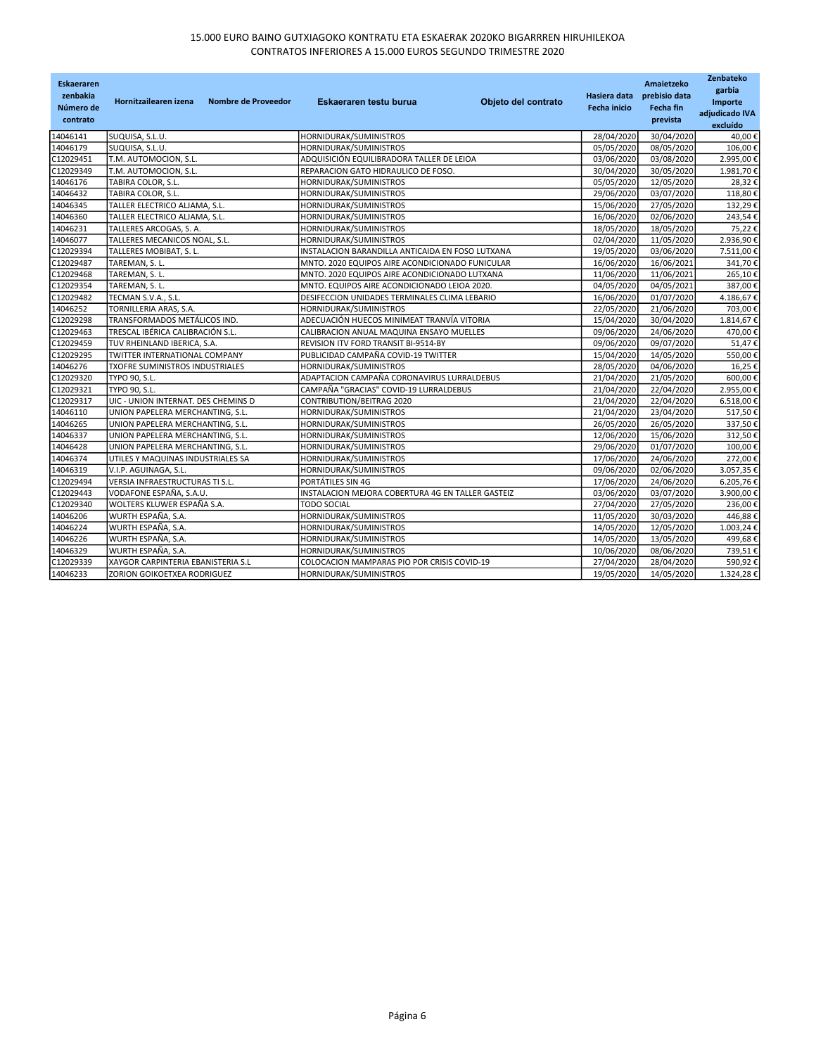15.000 EURO BAINO GUTXIAGOKO KONTRATU ETA ESKAERAK 2020KO BIGARREN HIRUHILEKOA
CONTRATOS INFERIORES A 15.000 EUROS SEGUNDO TRIMESTRE 2020

| Eskaeraren zenbakia Número de contrato | Hornitzailearen izena Nombre de Proveedor | Eskaeraren testu burua Objeto del contrato | Hasiera data Fecha inicio | Amaietzeko prebisio data Fecha fin prevista | Zenbateko garbia Importe adjudicado IVA excluído |
|---|---|---|---|---|---|
| 14046141 | SUQUISA, S.L.U. | HORNIDURAK/SUMINISTROS | 28/04/2020 | 30/04/2020 | 40,00 € |
| 14046179 | SUQUISA, S.L.U. | HORNIDURAK/SUMINISTROS | 05/05/2020 | 08/05/2020 | 106,00 € |
| C12029451 | T.M. AUTOMOCION, S.L. | ADQUISICIÓN EQUILIBRADORA TALLER DE LEIOA | 03/06/2020 | 03/08/2020 | 2.995,00 € |
| C12029349 | T.M. AUTOMOCION, S.L. | REPARACION GATO HIDRAULICO DE FOSO. | 30/04/2020 | 30/05/2020 | 1.981,70 € |
| 14046176 | TABIRA COLOR, S.L. | HORNIDURAK/SUMINISTROS | 05/05/2020 | 12/05/2020 | 28,32 € |
| 14046432 | TABIRA COLOR, S.L. | HORNIDURAK/SUMINISTROS | 29/06/2020 | 03/07/2020 | 118,80 € |
| 14046345 | TALLER ELECTRICO ALJAMA, S.L. | HORNIDURAK/SUMINISTROS | 15/06/2020 | 27/05/2020 | 132,29 € |
| 14046360 | TALLER ELECTRICO ALJAMA, S.L. | HORNIDURAK/SUMINISTROS | 16/06/2020 | 02/06/2020 | 243,54 € |
| 14046231 | TALLERES ARCOGAS, S. A. | HORNIDURAK/SUMINISTROS | 18/05/2020 | 18/05/2020 | 75,22 € |
| 14046077 | TALLERES MECANICOS NOAL, S.L. | HORNIDURAK/SUMINISTROS | 02/04/2020 | 11/05/2020 | 2.936,90 € |
| C12029394 | TALLERES MOBIBAT, S. L. | INSTALACION BARANDILLA ANTICAIDA EN FOSO LUTXANA | 19/05/2020 | 03/06/2020 | 7.511,00 € |
| C12029487 | TAREMAN, S. L. | MNTO. 2020 EQUIPOS AIRE ACONDICIONADO FUNICULAR | 16/06/2020 | 16/06/2021 | 341,70 € |
| C12029468 | TAREMAN, S. L. | MNTO. 2020 EQUIPOS AIRE ACONDICIONADO LUTXANA | 11/06/2020 | 11/06/2021 | 265,10 € |
| C12029354 | TAREMAN, S. L. | MNTO. EQUIPOS AIRE ACONDICIONADO LEIOA 2020. | 04/05/2020 | 04/05/2021 | 387,00 € |
| C12029482 | TECMAN S.V.A., S.L. | DESIFECCION UNIDADES TERMINALES CLIMA LEBARIO | 16/06/2020 | 01/07/2020 | 4.186,67 € |
| 14046252 | TORNILLERIA ARAS, S.A. | HORNIDURAK/SUMINISTROS | 22/05/2020 | 21/06/2020 | 703,00 € |
| C12029298 | TRANSFORMADOS METÁLICOS IND. | ADECUACIÓN HUECOS MINIMEAT TRANVÍA VITORIA | 15/04/2020 | 30/04/2020 | 1.814,67 € |
| C12029463 | TRESCAL IBÉRICA CALIBRACIÓN S.L. | CALIBRACION ANUAL MAQUINA ENSAYO MUELLES | 09/06/2020 | 24/06/2020 | 470,00 € |
| C12029459 | TUV RHEINLAND IBERICA, S.A. | REVISION ITV FORD TRANSIT BI-9514-BY | 09/06/2020 | 09/07/2020 | 51,47 € |
| C12029295 | TWITTER INTERNATIONAL COMPANY | PUBLICIDAD CAMPAÑA COVID-19 TWITTER | 15/04/2020 | 14/05/2020 | 550,00 € |
| 14046276 | TXOFRE SUMINISTROS INDUSTRIALES | HORNIDURAK/SUMINISTROS | 28/05/2020 | 04/06/2020 | 16,25 € |
| C12029320 | TYPO 90, S.L. | ADAPTACION CAMPAÑA CORONAVIRUS LURRALDEBUS | 21/04/2020 | 21/05/2020 | 600,00 € |
| C12029321 | TYPO 90, S.L. | CAMPAÑA "GRACIAS" COVID-19 LURRALDEBUS | 21/04/2020 | 22/04/2020 | 2.955,00 € |
| C12029317 | UIC - UNION INTERNAT. DES CHEMINS D | CONTRIBUTION/BEITRAG 2020 | 21/04/2020 | 22/04/2020 | 6.518,00 € |
| 14046110 | UNION PAPELERA MERCHANTING, S.L. | HORNIDURAK/SUMINISTROS | 21/04/2020 | 23/04/2020 | 517,50 € |
| 14046265 | UNION PAPELERA MERCHANTING, S.L. | HORNIDURAK/SUMINISTROS | 26/05/2020 | 26/05/2020 | 337,50 € |
| 14046337 | UNION PAPELERA MERCHANTING, S.L. | HORNIDURAK/SUMINISTROS | 12/06/2020 | 15/06/2020 | 312,50 € |
| 14046428 | UNION PAPELERA MERCHANTING, S.L. | HORNIDURAK/SUMINISTROS | 29/06/2020 | 01/07/2020 | 100,00 € |
| 14046374 | UTILES Y MAQUINAS INDUSTRIALES SA | HORNIDURAK/SUMINISTROS | 17/06/2020 | 24/06/2020 | 272,00 € |
| 14046319 | V.I.P. AGUINAGA, S.L. | HORNIDURAK/SUMINISTROS | 09/06/2020 | 02/06/2020 | 3.057,35 € |
| C12029494 | VERSIA INFRAESTRUCTURAS TI S.L. | PORTÁTILES SIN 4G | 17/06/2020 | 24/06/2020 | 6.205,76 € |
| C12029443 | VODAFONE ESPAÑA, S.A.U. | INSTALACION MEJORA COBERTURA 4G EN TALLER GASTEIZ | 03/06/2020 | 03/07/2020 | 3.900,00 € |
| C12029340 | WOLTERS KLUWER ESPAÑA S.A. | TODO SOCIAL | 27/04/2020 | 27/05/2020 | 236,00 € |
| 14046206 | WURTH ESPAÑA, S.A. | HORNIDURAK/SUMINISTROS | 11/05/2020 | 30/03/2020 | 446,88 € |
| 14046224 | WURTH ESPAÑA, S.A. | HORNIDURAK/SUMINISTROS | 14/05/2020 | 12/05/2020 | 1.003,24 € |
| 14046226 | WURTH ESPAÑA, S.A. | HORNIDURAK/SUMINISTROS | 14/05/2020 | 13/05/2020 | 499,68 € |
| 14046329 | WURTH ESPAÑA, S.A. | HORNIDURAK/SUMINISTROS | 10/06/2020 | 08/06/2020 | 739,51 € |
| C12029339 | XAYGOR CARPINTERIA EBANISTERIA S.L | COLOCACION MAMPARAS PIO POR CRISIS COVID-19 | 27/04/2020 | 28/04/2020 | 590,92 € |
| 14046233 | ZORION GOIKOETXEA RODRIGUEZ | HORNIDURAK/SUMINISTROS | 19/05/2020 | 14/05/2020 | 1.324,28 € |